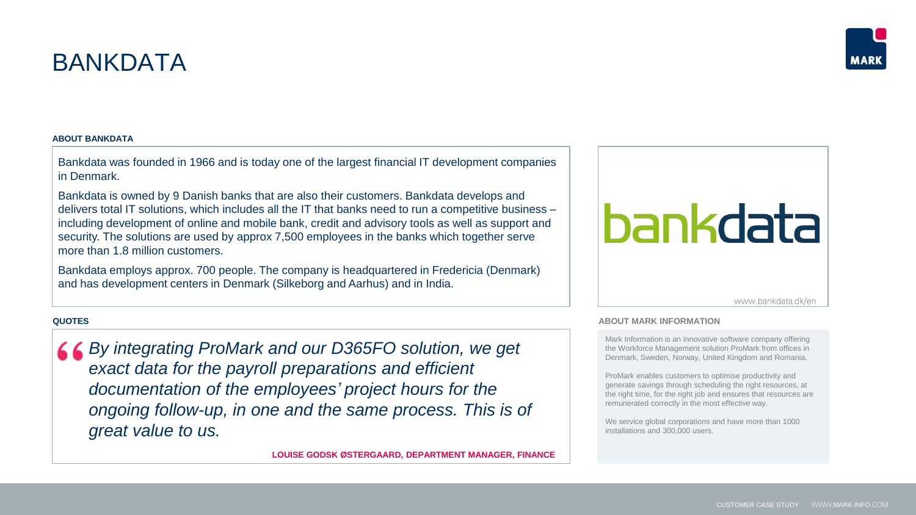# BANKDATA

### ABOUT BANKDATA

Bankdata was founded in 1966 and is today one of the largest financial IT development companies in Denmark.

Bankdata is owned by 9 Danish banks that are also their customers. Bankdata develops and delivers total IT solutions, which includes all the IT that banks need to run a competitive business – including development of online and mobile bank, credit and advisory tools as well as support and security. The solutions are used by approx 7,500 employees in the banks which together serve more than 1.8 million customers.

Bankdata employs approx. 700 people. The company is headquartered in Fredericia (Denmark) and has development centers in Denmark (Silkeborg and Aarhus) and in India.

bankdata

www.bankdata.dk/en

### QUOTES

> *By integrating ProMark and our D365FO solution, we get exact data for the payroll preparations and efficient documentation of the employees' project hours for the ongoing follow-up, in one and the same process. This is of great value to us.*

**LOUISE GODSK ØSTERGAARD, DEPARTMENT MANAGER, FINANCE**

### ABOUT MARK INFORMATION

Mark Information is an innovative software company offering the Workforce Management solution ProMark from offices in Denmark, Sweden, Norway, United Kingdom and Romania.

ProMark enables customers to optimise productivity and generate savings through scheduling the right resources, at the right time, for the right job and ensures that resources are remunerated correctly in the most effective way.

We service global corporations and have more than 1000 installations and 300,000 users.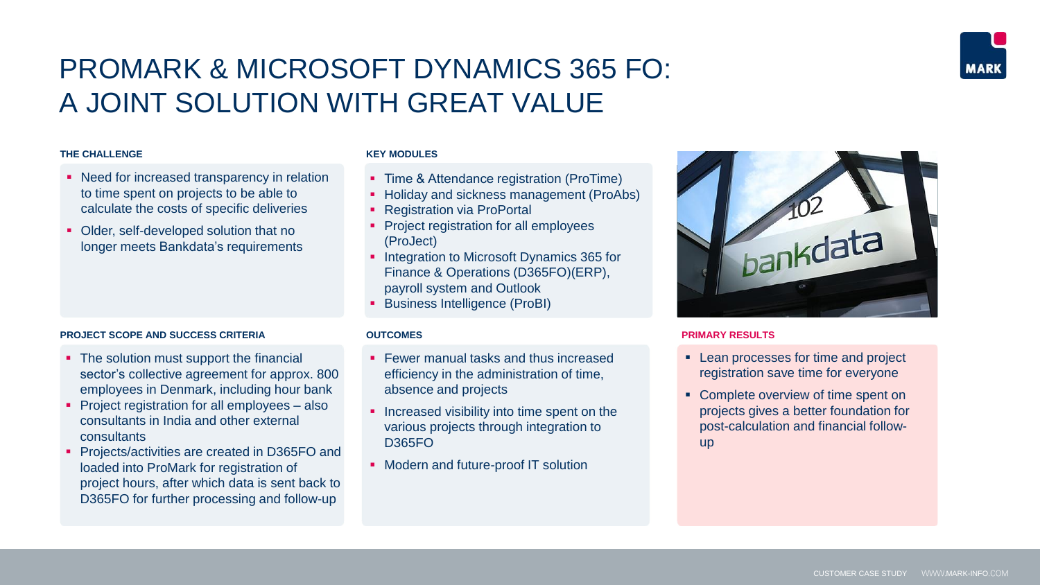# PROMARK & MICROSOFT DYNAMICS 365 FO: A JOINT SOLUTION WITH GREAT VALUE

#### THE CHALLENGE

- Need for increased transparency in relation to time spent on projects to be able to calculate the costs of specific deliveries
- Older, self-developed solution that no longer meets Bankdata's requirements

#### KEY MODULES

- Time & Attendance registration (ProTime)
- Holiday and sickness management (ProAbs)
- Registration via ProPortal
- Project registration for all employees (ProJect)
- Integration to Microsoft Dynamics 365 for Finance & Operations (D365FO)(ERP), payroll system and Outlook
- Business Intelligence (ProBI)

#### PROJECT SCOPE AND SUCCESS CRITERIA

- The solution must support the financial sector's collective agreement for approx. 800 employees in Denmark, including hour bank
- Project registration for all employees – also consultants in India and other external consultants
- Projects/activities are created in D365FO and loaded into ProMark for registration of project hours, after which data is sent back to D365FO for further processing and follow-up

#### OUTCOMES

- Fewer manual tasks and thus increased efficiency in the administration of time, absence and projects
- Increased visibility into time spent on the various projects through integration to D365FO
- Modern and future-proof IT solution

#### PRIMARY RESULTS

- Lean processes for time and project registration save time for everyone
- Complete overview of time spent on projects gives a better foundation for post-calculation and financial follow-up